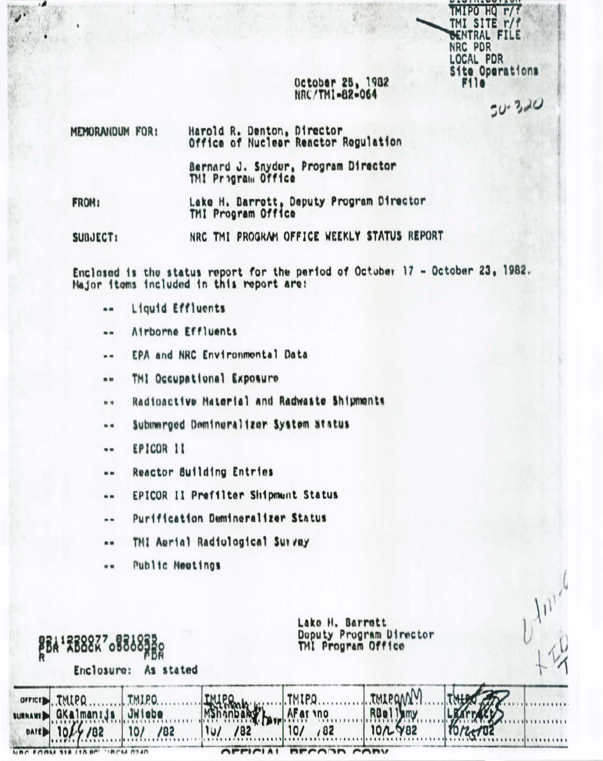DISTRIBUTION
TMIPO HQ r/f
TMI SITE r/f
CENTRAL FILE
NRC PDR
LOCAL PDR
Site Operations File

50-320

October 25, 1982
NRC/TMI-82-064

MEMORANDUM FOR: Harold R. Denton, Director
Office of Nuclear Reactor Regulation

Bernard J. Snyder, Program Director
TMI Program Office

FROM: Lake H. Barrett, Deputy Program Director
TMI Program Office

SUBJECT: NRC TMI PROGRAM OFFICE WEEKLY STATUS REPORT

Enclosed is the status report for the period of October 17 - October 23, 1982. Major items included in this report are:

- -- Liquid Effluents
- -- Airborne Effluents
- -- EPA and NRC Environmental Data
- -- TMI Occupational Exposure
- -- Radioactive Material and Radwaste Shipments
- -- Submerged Demineralizer System Status
- -- EPICOR II
- -- Reactor Building Entries
- -- EPICOR II Prefilter Shipment Status
- -- Purification Demineralizer Status
- -- TMI Aerial Radiological Survey
- -- Public Meetings

Lake H. Barrett
Deputy Program Director
TMI Program Office

8211220077 821025
PDR ADOCK 05000320
R PDR

Enclosure: As stated

| OFFICE | TMIPO | TMIPO | TMIPO | TMIPO | TMIPO | TMIPO | |
|---|---|---|---|---|---|---|---|
| SURNAME | GKalman:js | JWiebe | MShanbaky | AFasano | RBellamy | LBarrett | |
| DATE | 10/ /82 | 10/ /82 | 10/ /82 | 10/ /82 | 10/ /82 | 10/25/82 | |

OFFICIAL RECORD COPY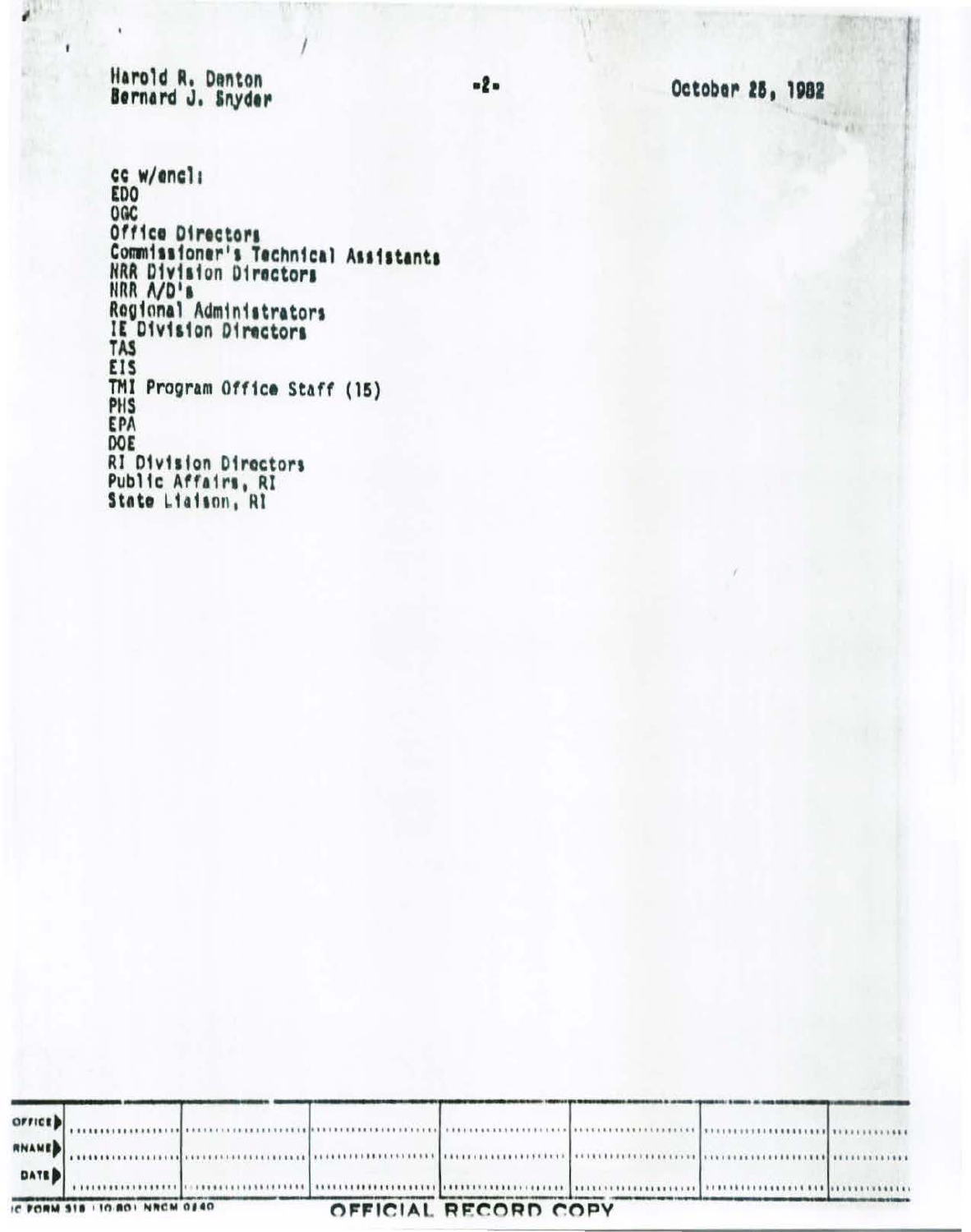Harold R. Denton
Bernard J. Snyder

October 25, 1982

cc w/encl:
EDO
OGC
Office Directors
Commissioner's Technical Assistants
NRR Division Directors
NRR A/D's
Regional Administrators
IE Division Directors
TAS
EIS
TMI Program Office Staff (15)
PHS
EPA
DOE
RI Division Directors
Public Affairs, RI
State Liaison, RI

| OFFICE | | | | | | | |
|---|---|---|---|---|---|---|---|
| RNAME | | | | | | | |
| DATE | | | | | | | |

NRC FORM 318 (10-80) NRCM 0240

OFFICIAL RECORD COPY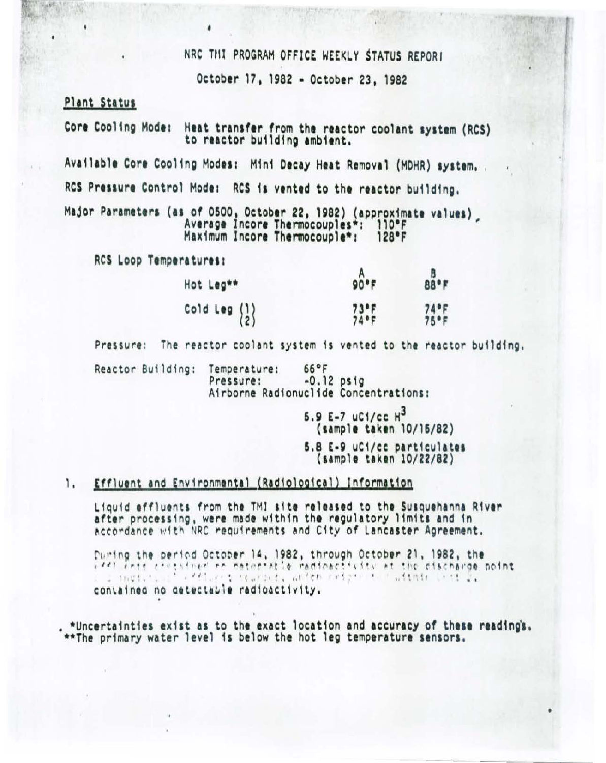# NRC TMI PROGRAM OFFICE WEEKLY STATUS REPORT

October 17, 1982 - October 23, 1982

## Plant Status

Core Cooling Mode: Heat transfer from the reactor coolant system (RCS) to reactor building ambient.

Available Core Cooling Modes: Mini Decay Heat Removal (MDHR) system.

RCS Pressure Control Mode: RCS is vented to the reactor building.

Major Parameters (as of 0500, October 22, 1982) (approximate values)
Average Incore Thermocouples*: 110°F
Maximum Incore Thermocouple*: 128°F

RCS Loop Temperatures:

| | A | B |
|---|---|---|
| Hot Leg** | 90°F | 88°F |
| Cold Leg (1) | 73°F | 74°F |
| Cold Leg (2) | 74°F | 75°F |

Pressure: The reactor coolant system is vented to the reactor building.

Reactor Building: Temperature: 66°F
Pressure: -0.12 psig
Airborne Radionuclide Concentrations:

5.9 E-7 uCi/cc $H^3$
(sample taken 10/15/82)

5.8 E-9 uCi/cc particulates
(sample taken 10/22/82)

## 1. Effluent and Environmental (Radiological) Information

Liquid effluents from the TMI site released to the Susquehanna River after processing, were made within the regulatory limits and in accordance with NRC requirements and City of Lancaster Agreement.

During the period October 14, 1982, through October 21, 1982, the effluents contained no detectable radioactivity at the discharge point and individual effluent sources, which originated within Unit 2, contained no detectable radioactivity.

*Uncertainties exist as to the exact location and accuracy of these readings.
**The primary water level is below the hot leg temperature sensors.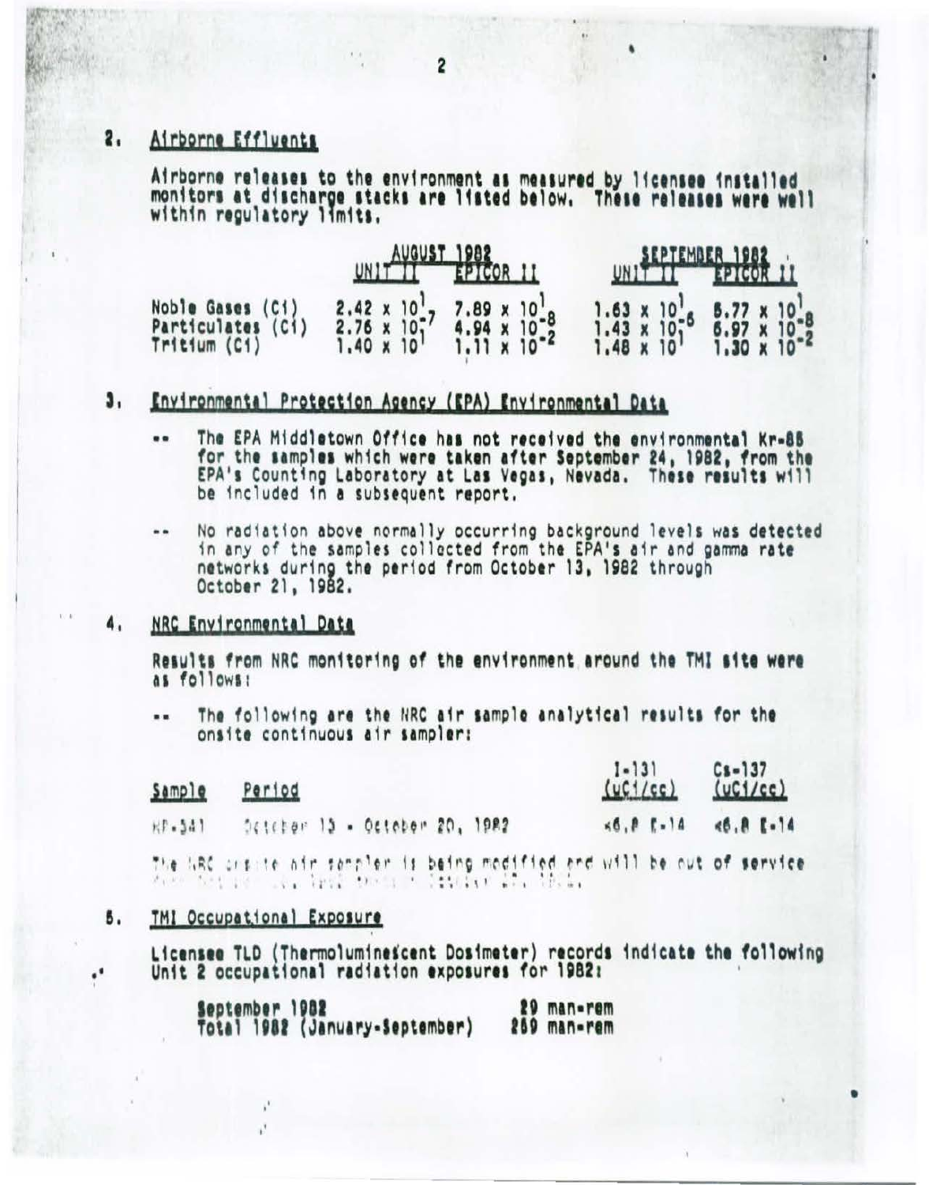## 2. Airborne Effluents

Airborne releases to the environment as measured by licensee installed monitors at discharge stacks are listed below. These releases were well within regulatory limits.

| | AUGUST 1982 | | SEPTEMBER 1982 | |
|---|---|---|---|---|
| | UNIT II | EPICOR II | UNIT II | EPICOR II |
| Noble Gases (Ci) | $2.42 \times 10^{1}$ | $7.89 \times 10^{1}$ | $1.63 \times 10^{1}$ | $5.77 \times 10^{1}$ |
| Particulates (Ci) | $2.76 \times 10^{-7}$ | $4.94 \times 10^{-8}$ | $1.43 \times 10^{-6}$ | $5.97 \times 10^{-8}$ |
| Tritium (Ci) | $1.40 \times 10^{1}$ | $1.11 \times 10^{-2}$ | $1.48 \times 10^{1}$ | $1.30 \times 10^{-2}$ |

## 3. Environmental Protection Agency (EPA) Environmental Data

- -- The EPA Middletown Office has not received the environmental Kr-85 for the samples which were taken after September 24, 1982, from the EPA's Counting Laboratory at Las Vegas, Nevada. These results will be included in a subsequent report.
- -- No radiation above normally occurring background levels was detected in any of the samples collected from the EPA's air and gamma rate networks during the period from October 13, 1982 through October 21, 1982.

## 4. NRC Environmental Data

Results from NRC monitoring of the environment around the TMI site were as follows:

- -- The following are the NRC air sample analytical results for the onsite continuous air sampler:

| Sample | Period | I-131 (uCi/cc) | Cs-137 (uCi/cc) |
|---|---|---|---|
| HP-341 | October 13 - October 20, 1982 | <6.8 E-14 | <6.8 E-14 |

The NRC onsite air sampler is being modified and will be out of service ... October ...

## 5. TMI Occupational Exposure

Licensee TLD (Thermoluminescent Dosimeter) records indicate the following Unit 2 occupational radiation exposures for 1982:

| | |
|---|---|
| September 1982 | 29 man-rem |
| Total 1982 (January-September) | 259 man-rem |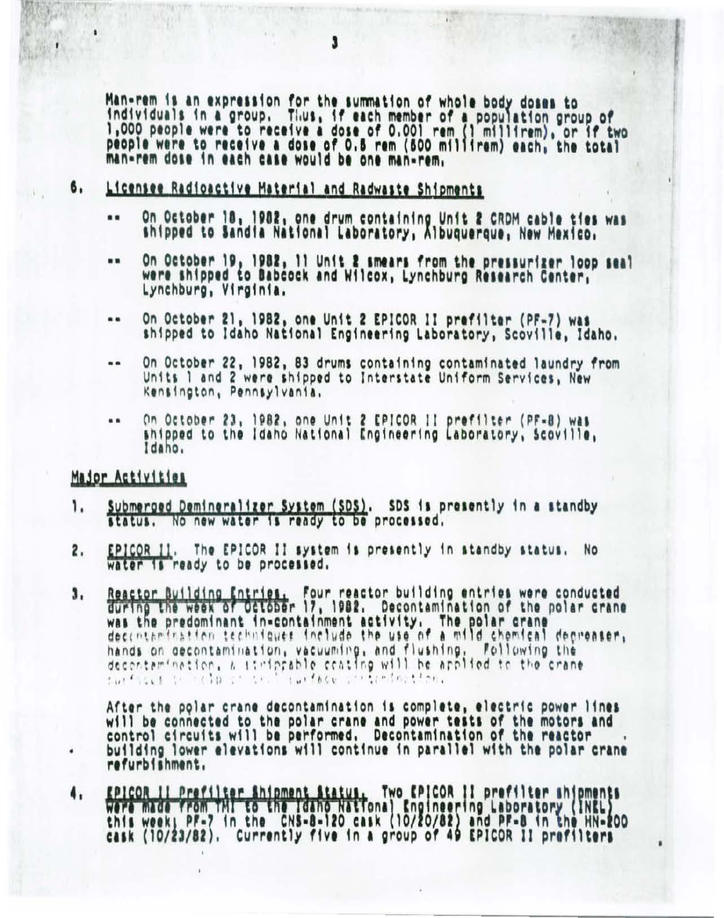Man-rem is an expression for the summation of whole body doses to individuals in a group. Thus, if each member of a population group of 1,000 people were to receive a dose of 0.001 rem (1 millirem), or if two people were to receive a dose of 0.5 rem (500 millirem) each, the total man-rem dose in each case would be one man-rem.

6. Licensee Radioactive Material and Radwaste Shipments

-- On October 18, 1982, one drum containing Unit 2 CRDM cable ties was shipped to Sandia National Laboratory, Albuquerque, New Mexico.

-- On October 19, 1982, 11 Unit 2 smears from the pressurizer loop seal were shipped to Babcock and Wilcox, Lynchburg Research Center, Lynchburg, Virginia.

-- On October 21, 1982, one Unit 2 EPICOR II prefilter (PF-7) was shipped to Idaho National Engineering Laboratory, Scoville, Idaho.

-- On October 22, 1982, 83 drums containing contaminated laundry from Units 1 and 2 were shipped to Interstate Uniform Services, New Kensington, Pennsylvania.

-- On October 23, 1982, one Unit 2 EPICOR II prefilter (PF-8) was shipped to the Idaho National Engineering Laboratory, Scoville, Idaho.

## Major Activities

1. Submerged Demineralizer System (SDS). SDS is presently in a standby status. No new water is ready to be processed.

2. EPICOR II. The EPICOR II system is presently in standby status. No water is ready to be processed.

3. Reactor Building Entries. Four reactor building entries were conducted during the week of October 17, 1982. Decontamination of the polar crane was the predominant in-containment activity. The polar crane decontamination techniques include the use of a mild chemical degreaser, hands on decontamination, vacuuming, and flushing. Following the decontamination, a strippable coating will be applied to the crane surfaces to help control surface contamination.

   After the polar crane decontamination is complete, electric power lines will be connected to the polar crane and power tests of the motors and control circuits will be performed. Decontamination of the reactor building lower elevations will continue in parallel with the polar crane refurbishment.

4. EPICOR II Prefilter Shipment Status. Two EPICOR II prefilter shipments were made from TMI to the Idaho National Engineering Laboratory (INEL) this week; PF-7 in the CNS-8-120 cask (10/20/82) and PF-8 in the HN-200 cask (10/23/82). Currently five in a group of 49 EPICOR II prefilters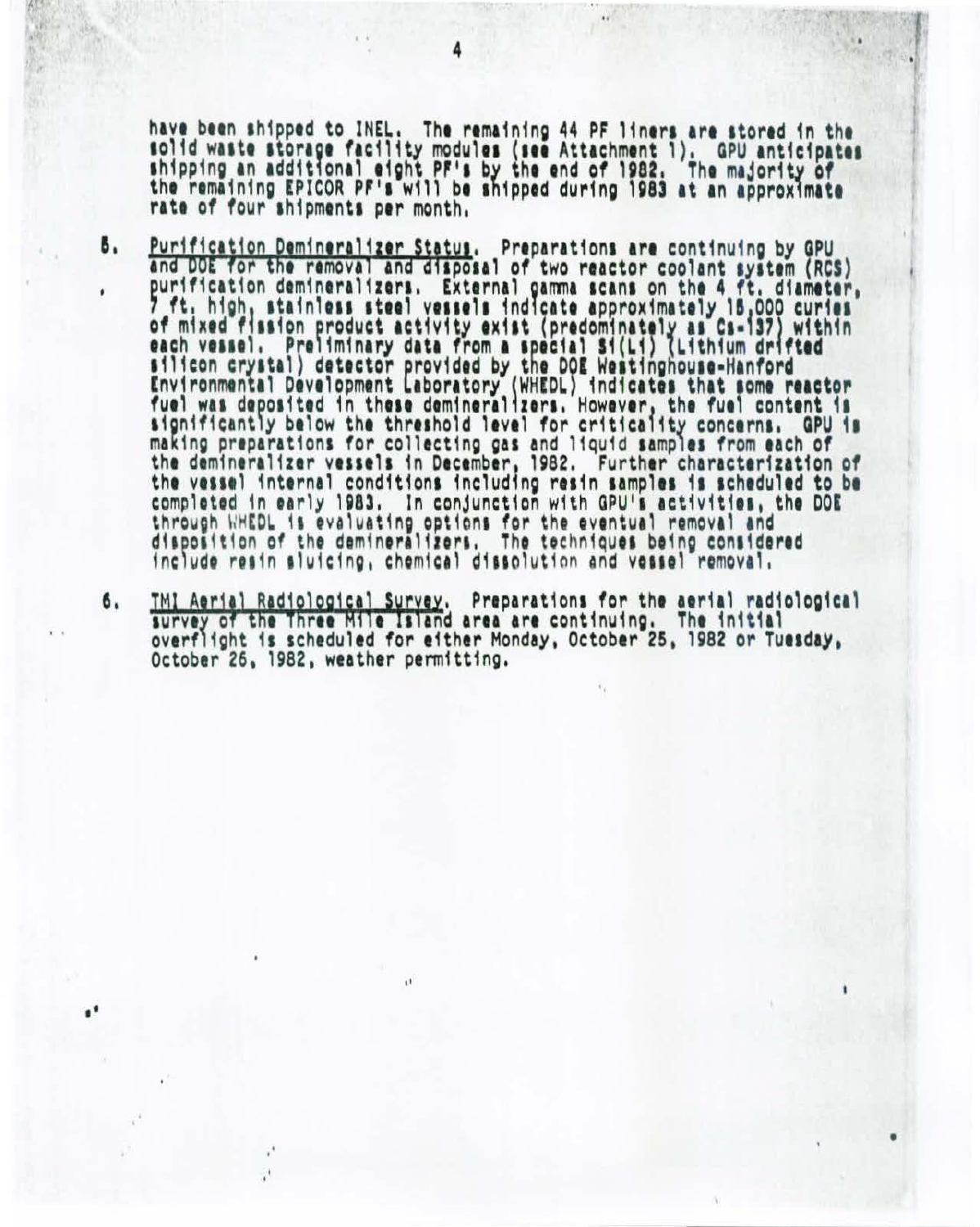have been shipped to INEL. The remaining 44 PF liners are stored in the solid waste storage facility modules (see Attachment 1). GPU anticipates shipping an additional eight PF's by the end of 1982. The majority of the remaining EPICOR PF's will be shipped during 1983 at an approximate rate of four shipments per month.

5. Purification Demineralizer Status. Preparations are continuing by GPU and DOE for the removal and disposal of two reactor coolant system (RCS) purification demineralizers. External gamma scans on the 4 ft. diameter, 7 ft. high, stainless steel vessels indicate approximately 15,000 curies of mixed fission product activity exist (predominately as Cs-137) within each vessel. Preliminary data from a special Si(Li) (Lithium drifted silicon crystal) detector provided by the DOE Westinghouse-Hanford Environmental Development Laboratory (WHEDL) indicates that some reactor fuel was deposited in these demineralizers. However, the fuel content is significantly below the threshold level for criticality concerns. GPU is making preparations for collecting gas and liquid samples from each of the demineralizer vessels in December, 1982. Further characterization of the vessel internal conditions including resin samples is scheduled to be completed in early 1983. In conjunction with GPU's activities, the DOE through WHEDL is evaluating options for the eventual removal and disposition of the demineralizers. The techniques being considered include resin sluicing, chemical dissolution and vessel removal.

6. TMI Aerial Radiological Survey. Preparations for the aerial radiological survey of the Three Mile Island area are continuing. The initial overflight is scheduled for either Monday, October 25, 1982 or Tuesday, October 26, 1982, weather permitting.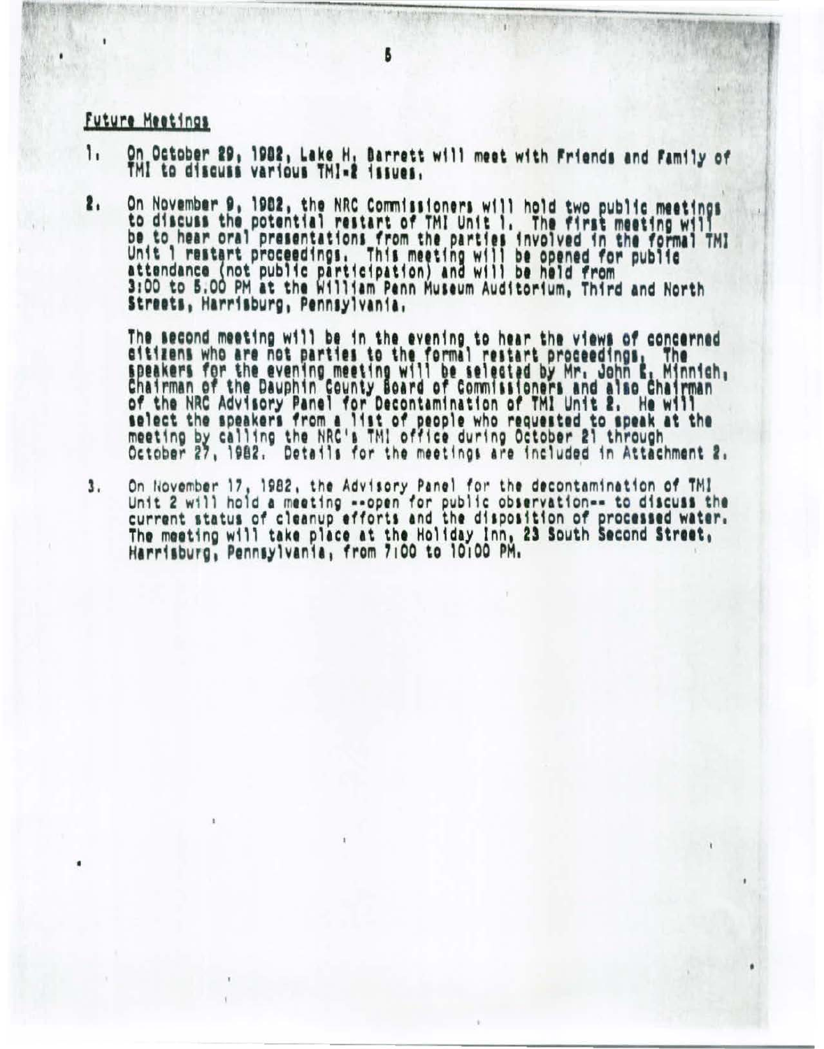## Future Meetings

1. On October 29, 1982, Lake H. Barrett will meet with Friends and Family of TMI to discuss various TMI-2 issues.

2. On November 9, 1982, the NRC Commissioners will hold two public meetings to discuss the potential restart of TMI Unit 1. The first meeting will be to hear oral presentations from the parties involved in the formal TMI Unit 1 restart proceedings. This meeting will be opened for public attendance (not public participation) and will be held from 3:00 to 5:00 PM at the William Penn Museum Auditorium, Third and North Streets, Harrisburg, Pennsylvania.

   The second meeting will be in the evening to hear the views of concerned citizens who are not parties to the formal restart proceedings. The speakers for the evening meeting will be selected by Mr. John E. Minnich, Chairman of the Dauphin County Board of Commissioners and also Chairman of the NRC Advisory Panel for Decontamination of TMI Unit 2. He will select the speakers from a list of people who requested to speak at the meeting by calling the NRC's TMI office during October 21 through October 27, 1982. Details for the meetings are included in Attachment 2.

3. On November 17, 1982, the Advisory Panel for the decontamination of TMI Unit 2 will hold a meeting --open for public observation-- to discuss the current status of cleanup efforts and the disposition of processed water. The meeting will take place at the Holiday Inn, 23 South Second Street, Harrisburg, Pennsylvania, from 7:00 to 10:00 PM.